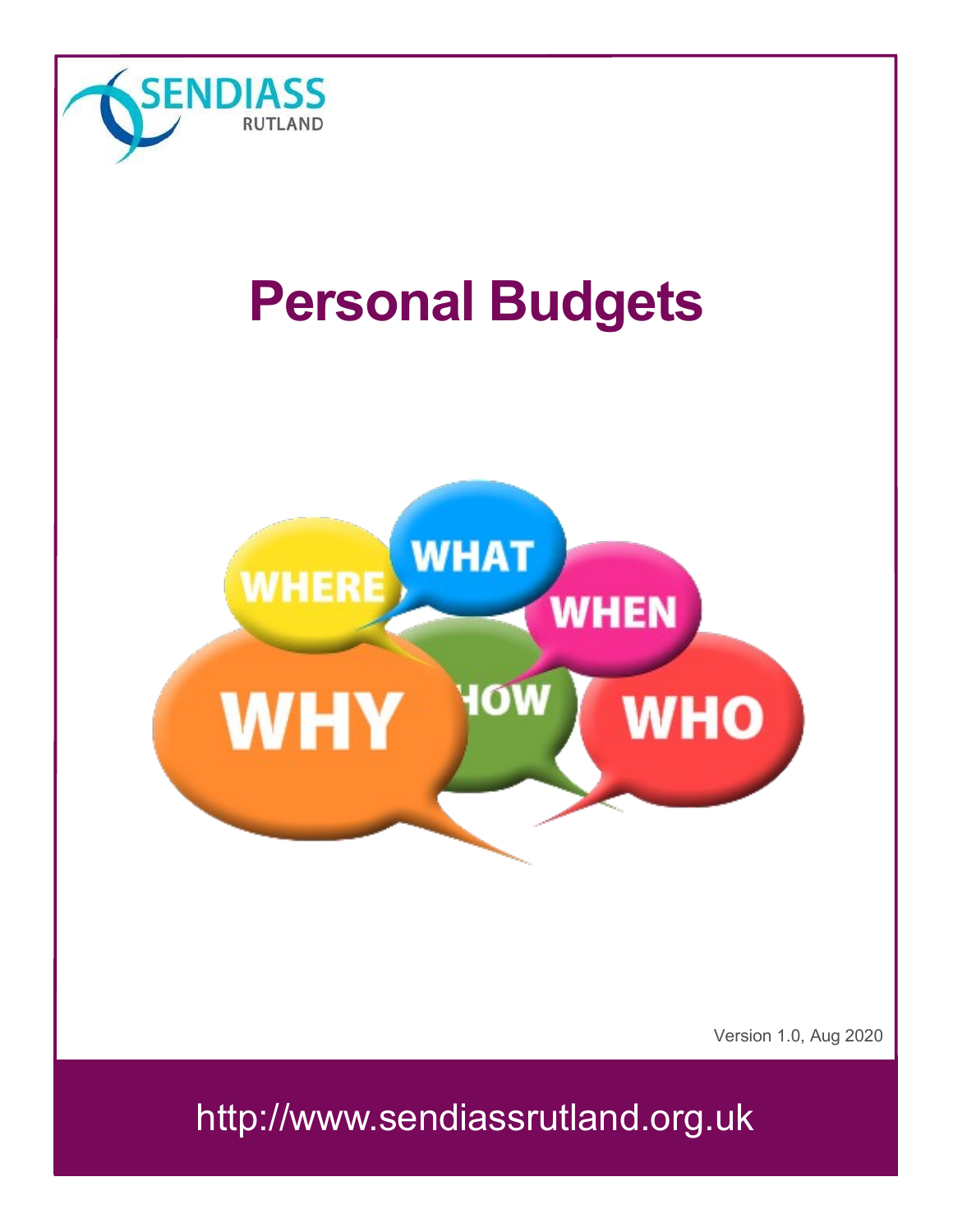SENDIASS RUTLAND

# Personal Budgets

Version 1.0, Aug 2020

http://www.sendiassrutland.org.uk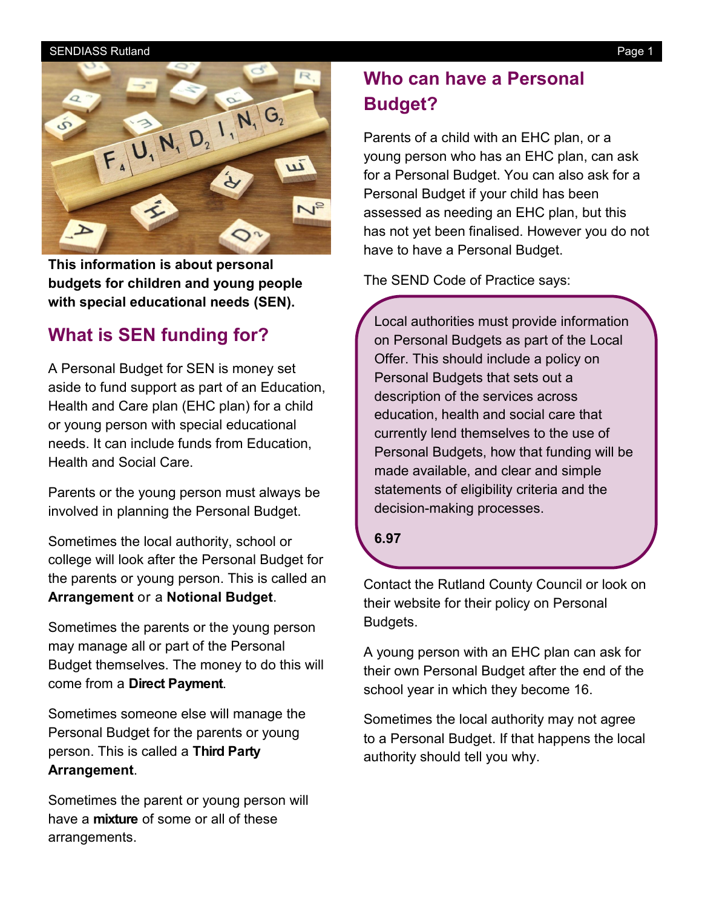**This information is about personal budgets for children and young people with special educational needs (SEN).**

## What is SEN funding for?

A Personal Budget for SEN is money set aside to fund support as part of an Education, Health and Care plan (EHC plan) for a child or young person with special educational needs. It can include funds from Education, Health and Social Care.

Parents or the young person must always be involved in planning the Personal Budget.

Sometimes the local authority, school or college will look after the Personal Budget for the parents or young person. This is called an **Arrangement** or a **Notional Budget**.

Sometimes the parents or the young person may manage all or part of the Personal Budget themselves. The money to do this will come from a **Direct Payment**.

Sometimes someone else will manage the Personal Budget for the parents or young person. This is called a **Third Party Arrangement**.

Sometimes the parent or young person will have a **mixture** of some or all of these arrangements.

## Who can have a Personal Budget?

Parents of a child with an EHC plan, or a young person who has an EHC plan, can ask for a Personal Budget. You can also ask for a Personal Budget if your child has been assessed as needing an EHC plan, but this has not yet been finalised. However you do not have to have a Personal Budget.

The SEND Code of Practice says:

> Local authorities must provide information on Personal Budgets as part of the Local Offer. This should include a policy on Personal Budgets that sets out a description of the services across education, health and social care that currently lend themselves to the use of Personal Budgets, how that funding will be made available, and clear and simple statements of eligibility criteria and the decision-making processes.
>
> **6.97**

Contact the Rutland County Council or look on their website for their policy on Personal Budgets.

A young person with an EHC plan can ask for their own Personal Budget after the end of the school year in which they become 16.

Sometimes the local authority may not agree to a Personal Budget. If that happens the local authority should tell you why.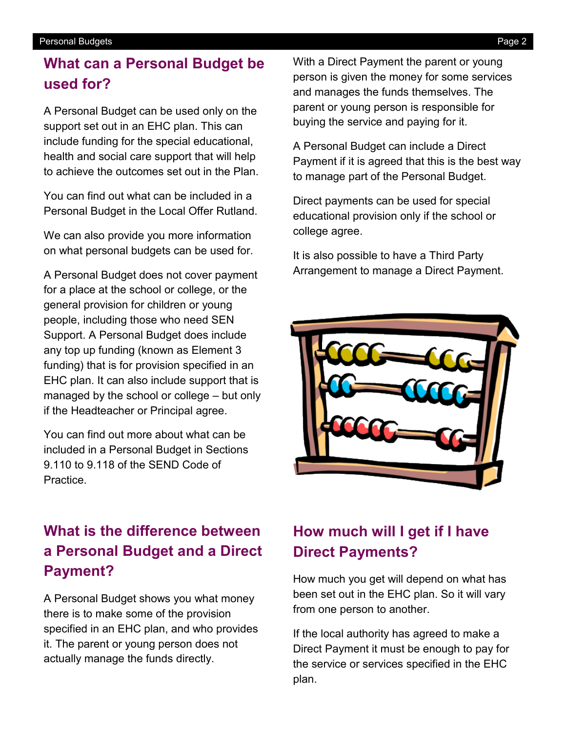## What can a Personal Budget be used for?

A Personal Budget can be used only on the support set out in an EHC plan. This can include funding for the special educational, health and social care support that will help to achieve the outcomes set out in the Plan.

You can find out what can be included in a Personal Budget in the Local Offer Rutland.

We can also provide you more information on what personal budgets can be used for.

A Personal Budget does not cover payment for a place at the school or college, or the general provision for children or young people, including those who need SEN Support. A Personal Budget does include any top up funding (known as Element 3 funding) that is for provision specified in an EHC plan. It can also include support that is managed by the school or college – but only if the Headteacher or Principal agree.

You can find out more about what can be included in a Personal Budget in Sections 9.110 to 9.118 of the SEND Code of Practice.

With a Direct Payment the parent or young person is given the money for some services and manages the funds themselves. The parent or young person is responsible for buying the service and paying for it.

A Personal Budget can include a Direct Payment if it is agreed that this is the best way to manage part of the Personal Budget.

Direct payments can be used for special educational provision only if the school or college agree.

It is also possible to have a Third Party Arrangement to manage a Direct Payment.

## What is the difference between a Personal Budget and a Direct Payment?

A Personal Budget shows you what money there is to make some of the provision specified in an EHC plan, and who provides it. The parent or young person does not actually manage the funds directly.

## How much will I get if I have Direct Payments?

How much you get will depend on what has been set out in the EHC plan. So it will vary from one person to another.

If the local authority has agreed to make a Direct Payment it must be enough to pay for the service or services specified in the EHC plan.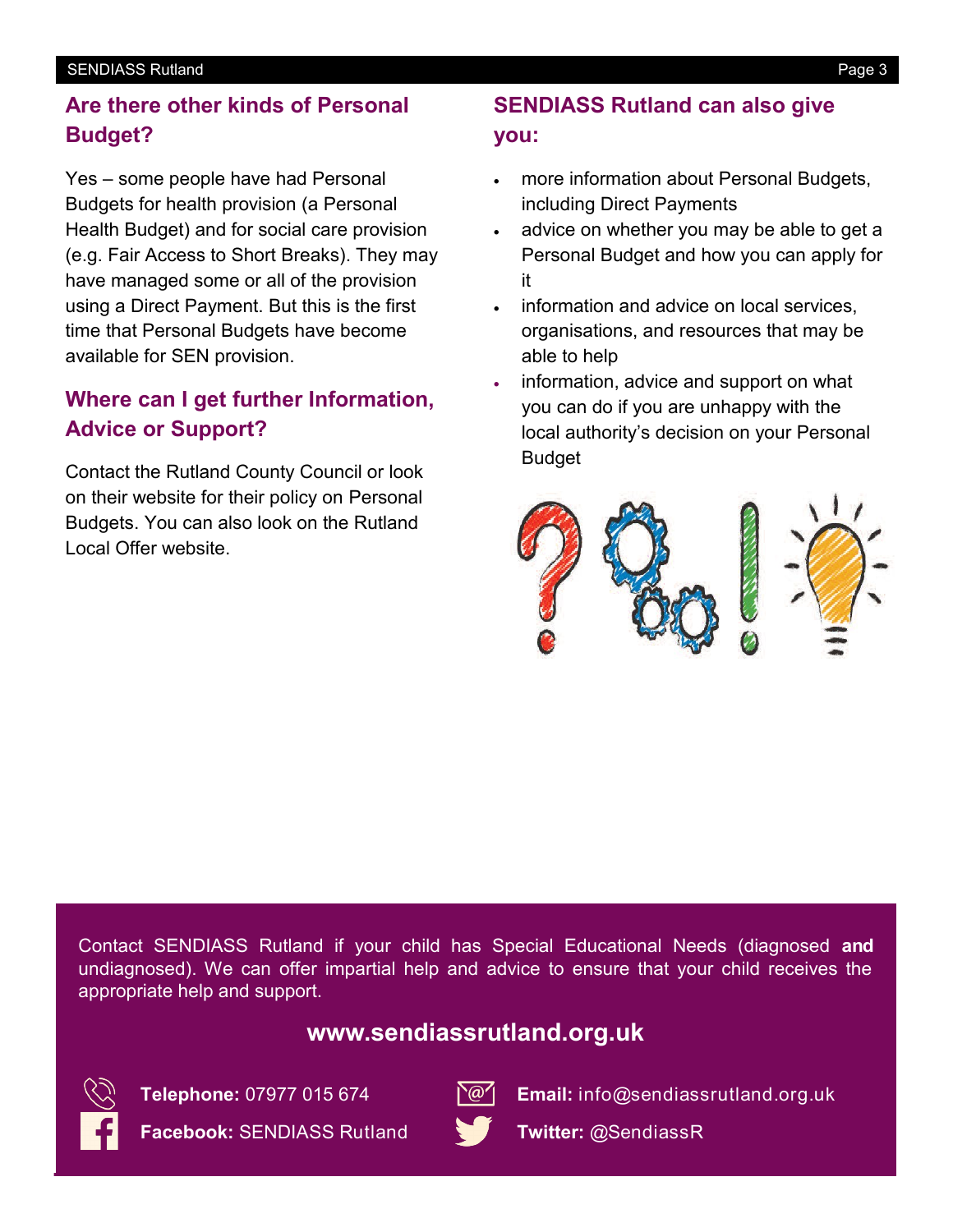## Are there other kinds of Personal Budget?

Yes – some people have had Personal Budgets for health provision (a Personal Health Budget) and for social care provision (e.g. Fair Access to Short Breaks). They may have managed some or all of the provision using a Direct Payment. But this is the first time that Personal Budgets have become available for SEN provision.

## Where can I get further Information, Advice or Support?

Contact the Rutland County Council or look on their website for their policy on Personal Budgets. You can also look on the Rutland Local Offer website.

## SENDIASS Rutland can also give you:

- more information about Personal Budgets, including Direct Payments
- advice on whether you may be able to get a Personal Budget and how you can apply for it
- information and advice on local services, organisations, and resources that may be able to help
- information, advice and support on what you can do if you are unhappy with the local authority's decision on your Personal Budget

Contact SENDIASS Rutland if your child has Special Educational Needs (diagnosed **and** undiagnosed). We can offer impartial help and advice to ensure that your child receives the appropriate help and support.

**www.sendiassrutland.org.uk**

**Telephone:** 07977 015 674

**Email:** info@sendiassrutland.org.uk

**Facebook:** SENDIASS Rutland

**Twitter:** @SendiassR